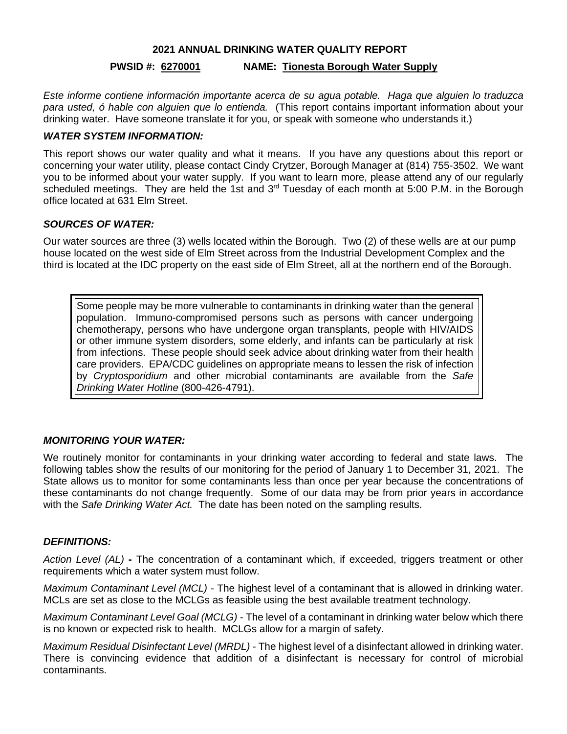# 2021 ANNUAL DRINKING WATER QUALITY REPORT

**PWSID #: 6270001 NAME: Tionesta Borough Water Supply**

*Este informe contiene información importante acerca de su agua potable. Haga que alguien lo traduzca para usted, ó hable con alguien que lo entienda.* (This report contains important information about your drinking water. Have someone translate it for you, or speak with someone who understands it.)

### *WATER SYSTEM INFORMATION:*

This report shows our water quality and what it means. If you have any questions about this report or concerning your water utility, please contact Cindy Crytzer, Borough Manager at (814) 755-3502. We want you to be informed about your water supply. If you want to learn more, please attend any of our regularly scheduled meetings. They are held the 1st and 3rd Tuesday of each month at 5:00 P.M. in the Borough office located at 631 Elm Street.

### *SOURCES OF WATER:*

Our water sources are three (3) wells located within the Borough. Two (2) of these wells are at our pump house located on the west side of Elm Street across from the Industrial Development Complex and the third is located at the IDC property on the east side of Elm Street, all at the northern end of the Borough.

> Some people may be more vulnerable to contaminants in drinking water than the general population. Immuno-compromised persons such as persons with cancer undergoing chemotherapy, persons who have undergone organ transplants, people with HIV/AIDS or other immune system disorders, some elderly, and infants can be particularly at risk from infections. These people should seek advice about drinking water from their health care providers. EPA/CDC guidelines on appropriate means to lessen the risk of infection by *Cryptosporidium* and other microbial contaminants are available from the *Safe Drinking Water Hotline* (800-426-4791).

### *MONITORING YOUR WATER:*

We routinely monitor for contaminants in your drinking water according to federal and state laws. The following tables show the results of our monitoring for the period of January 1 to December 31, 2021. The State allows us to monitor for some contaminants less than once per year because the concentrations of these contaminants do not change frequently. Some of our data may be from prior years in accordance with the *Safe Drinking Water Act.* The date has been noted on the sampling results.

### *DEFINITIONS:*

*Action Level (AL)* **-** The concentration of a contaminant which, if exceeded, triggers treatment or other requirements which a water system must follow.

*Maximum Contaminant Level (MCL)* - The highest level of a contaminant that is allowed in drinking water. MCLs are set as close to the MCLGs as feasible using the best available treatment technology.

*Maximum Contaminant Level Goal (MCLG)* - The level of a contaminant in drinking water below which there is no known or expected risk to health. MCLGs allow for a margin of safety.

*Maximum Residual Disinfectant Level (MRDL)* - The highest level of a disinfectant allowed in drinking water. There is convincing evidence that addition of a disinfectant is necessary for control of microbial contaminants.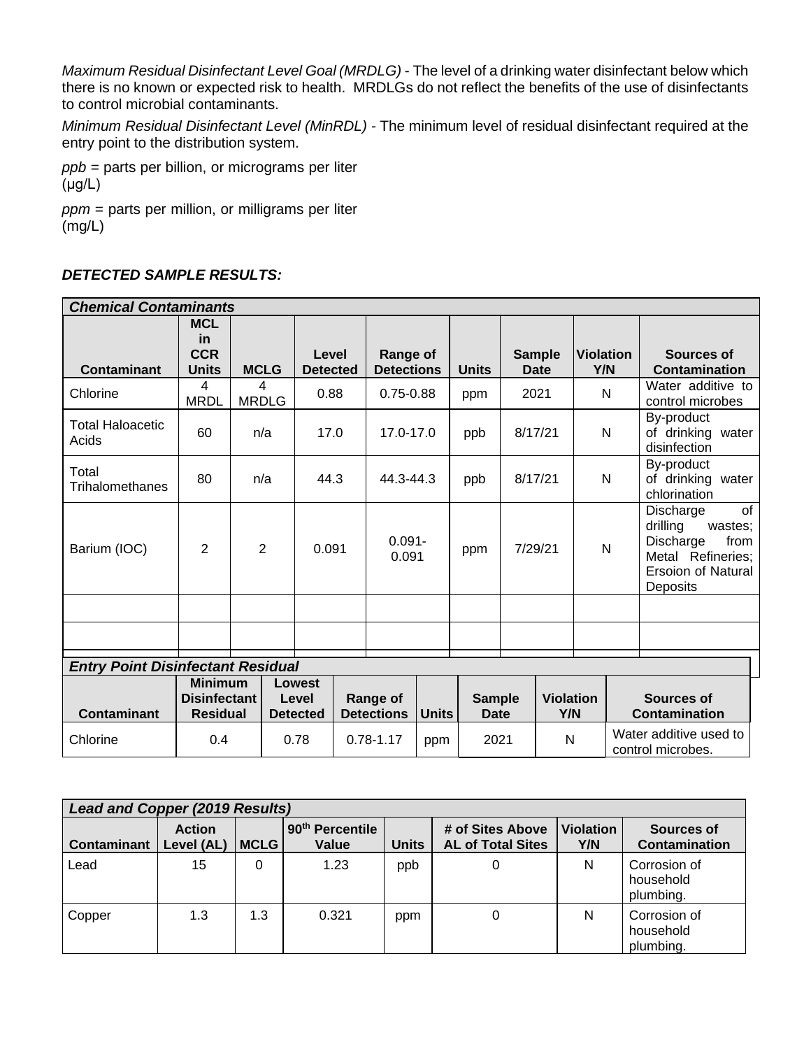*Maximum Residual Disinfectant Level Goal (MRDLG)* - The level of a drinking water disinfectant below which there is no known or expected risk to health. MRDLGs do not reflect the benefits of the use of disinfectants to control microbial contaminants.

*Minimum Residual Disinfectant Level (MinRDL)* - The minimum level of residual disinfectant required at the entry point to the distribution system.

*ppb* = parts per billion, or micrograms per liter (µg/L)

*ppm* = parts per million, or milligrams per liter (mg/L)

***DETECTED SAMPLE RESULTS:***

| ***Chemical Contaminants*** | | | | | | | | |
|---|---|---|---|---|---|---|---|---|
| **Contaminant** | **MCL in CCR Units** | **MCLG** | **Level Detected** | **Range of Detections** | **Units** | **Sample Date** | **Violation Y/N** | **Sources of Contamination** |
| Chlorine | 4 MRDL | 4 MRDLG | 0.88 | 0.75-0.88 | ppm | 2021 | N | Water additive to control microbes |
| Total Haloacetic Acids | 60 | n/a | 17.0 | 17.0-17.0 | ppb | 8/17/21 | N | By-product of drinking water disinfection |
| Total Trihalomethanes | 80 | n/a | 44.3 | 44.3-44.3 | ppb | 8/17/21 | N | By-product of drinking water chlorination |
| Barium (IOC) | 2 | 2 | 0.091 | 0.091-0.091 | ppm | 7/29/21 | N | Discharge of drilling wastes; Discharge from Metal Refineries; Ersoion of Natural Deposits |
| | | | | | | | | |
| | | | | | | | | |

| ***Entry Point Disinfectant Residual*** | | | | | | | |
|---|---|---|---|---|---|---|---|
| **Contaminant** | **Minimum Disinfectant Residual** | **Lowest Level Detected** | **Range of Detections** | **Units** | **Sample Date** | **Violation Y/N** | **Sources of Contamination** |
| Chlorine | 0.4 | 0.78 | 0.78-1.17 | ppm | 2021 | N | Water additive used to control microbes. |

| ***Lead and Copper (2019 Results)*** | | | | | | | |
|---|---|---|---|---|---|---|---|
| **Contaminant** | **Action Level (AL)** | **MCLG** | **90th Percentile Value** | **Units** | **# of Sites Above AL of Total Sites** | **Violation Y/N** | **Sources of Contamination** |
| Lead | 15 | 0 | 1.23 | ppb | 0 | N | Corrosion of household plumbing. |
| Copper | 1.3 | 1.3 | 0.321 | ppm | 0 | N | Corrosion of household plumbing. |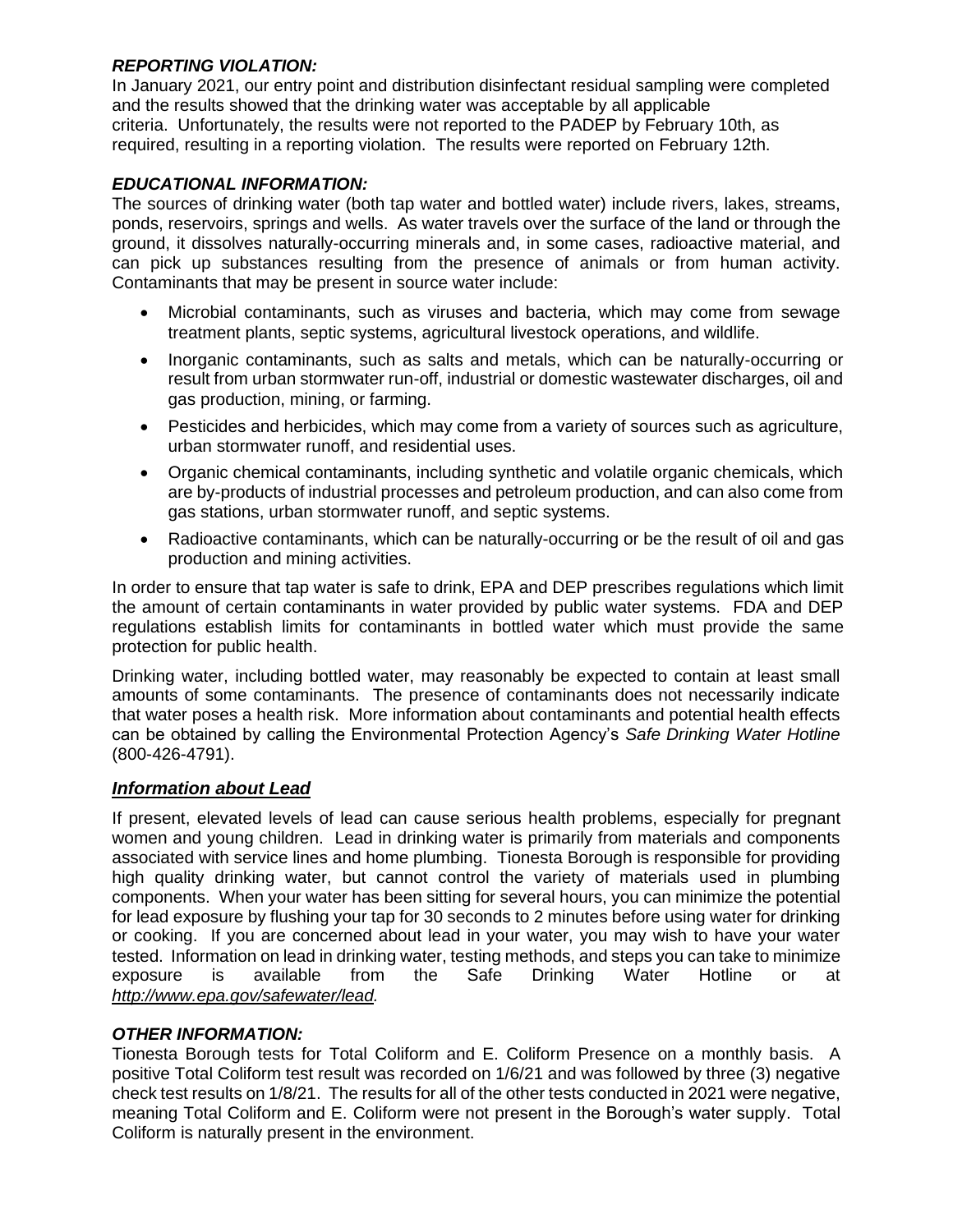### *REPORTING VIOLATION:*

In January 2021, our entry point and distribution disinfectant residual sampling were completed and the results showed that the drinking water was acceptable by all applicable criteria. Unfortunately, the results were not reported to the PADEP by February 10th, as required, resulting in a reporting violation. The results were reported on February 12th.

### *EDUCATIONAL INFORMATION:*

The sources of drinking water (both tap water and bottled water) include rivers, lakes, streams, ponds, reservoirs, springs and wells. As water travels over the surface of the land or through the ground, it dissolves naturally-occurring minerals and, in some cases, radioactive material, and can pick up substances resulting from the presence of animals or from human activity. Contaminants that may be present in source water include:

- Microbial contaminants, such as viruses and bacteria, which may come from sewage treatment plants, septic systems, agricultural livestock operations, and wildlife.
- Inorganic contaminants, such as salts and metals, which can be naturally-occurring or result from urban stormwater run-off, industrial or domestic wastewater discharges, oil and gas production, mining, or farming.
- Pesticides and herbicides, which may come from a variety of sources such as agriculture, urban stormwater runoff, and residential uses.
- Organic chemical contaminants, including synthetic and volatile organic chemicals, which are by-products of industrial processes and petroleum production, and can also come from gas stations, urban stormwater runoff, and septic systems.
- Radioactive contaminants, which can be naturally-occurring or be the result of oil and gas production and mining activities.

In order to ensure that tap water is safe to drink, EPA and DEP prescribes regulations which limit the amount of certain contaminants in water provided by public water systems. FDA and DEP regulations establish limits for contaminants in bottled water which must provide the same protection for public health.

Drinking water, including bottled water, may reasonably be expected to contain at least small amounts of some contaminants. The presence of contaminants does not necessarily indicate that water poses a health risk. More information about contaminants and potential health effects can be obtained by calling the Environmental Protection Agency's *Safe Drinking Water Hotline* (800-426-4791).

### ***Information about Lead***

If present, elevated levels of lead can cause serious health problems, especially for pregnant women and young children. Lead in drinking water is primarily from materials and components associated with service lines and home plumbing. Tionesta Borough is responsible for providing high quality drinking water, but cannot control the variety of materials used in plumbing components. When your water has been sitting for several hours, you can minimize the potential for lead exposure by flushing your tap for 30 seconds to 2 minutes before using water for drinking or cooking. If you are concerned about lead in your water, you may wish to have your water tested. Information on lead in drinking water, testing methods, and steps you can take to minimize exposure is available from the Safe Drinking Water Hotline or at *http://www.epa.gov/safewater/lead.*

### *OTHER INFORMATION:*

Tionesta Borough tests for Total Coliform and E. Coliform Presence on a monthly basis. A positive Total Coliform test result was recorded on 1/6/21 and was followed by three (3) negative check test results on 1/8/21. The results for all of the other tests conducted in 2021 were negative, meaning Total Coliform and E. Coliform were not present in the Borough's water supply. Total Coliform is naturally present in the environment.